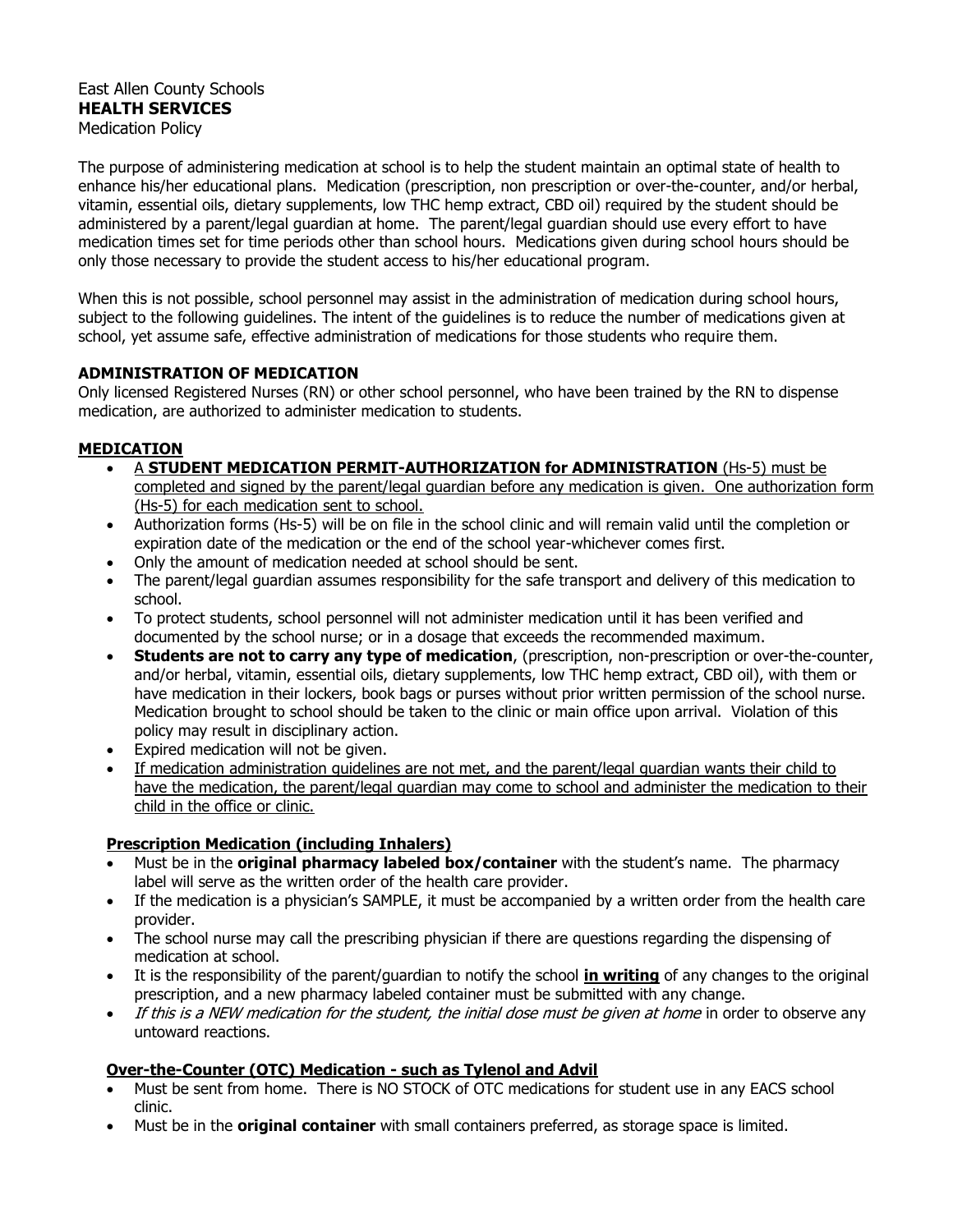East Allen County Schools
**HEALTH SERVICES**
Medication Policy

The purpose of administering medication at school is to help the student maintain an optimal state of health to enhance his/her educational plans. Medication (prescription, non prescription or over-the-counter, and/or herbal, vitamin, essential oils, dietary supplements, low THC hemp extract, CBD oil) required by the student should be administered by a parent/legal guardian at home. The parent/legal guardian should use every effort to have medication times set for time periods other than school hours. Medications given during school hours should be only those necessary to provide the student access to his/her educational program.

When this is not possible, school personnel may assist in the administration of medication during school hours, subject to the following guidelines. The intent of the guidelines is to reduce the number of medications given at school, yet assume safe, effective administration of medications for those students who require them.

**ADMINISTRATION OF MEDICATION**

Only licensed Registered Nurses (RN) or other school personnel, who have been trained by the RN to dispense medication, are authorized to administer medication to students.

**MEDICATION**

- A **STUDENT MEDICATION PERMIT-AUTHORIZATION for ADMINISTRATION** (Hs-5) must be completed and signed by the parent/legal guardian before any medication is given. One authorization form (Hs-5) for each medication sent to school.
- Authorization forms (Hs-5) will be on file in the school clinic and will remain valid until the completion or expiration date of the medication or the end of the school year-whichever comes first.
- Only the amount of medication needed at school should be sent.
- The parent/legal guardian assumes responsibility for the safe transport and delivery of this medication to school.
- To protect students, school personnel will not administer medication until it has been verified and documented by the school nurse; or in a dosage that exceeds the recommended maximum.
- **Students are not to carry any type of medication**, (prescription, non-prescription or over-the-counter, and/or herbal, vitamin, essential oils, dietary supplements, low THC hemp extract, CBD oil), with them or have medication in their lockers, book bags or purses without prior written permission of the school nurse. Medication brought to school should be taken to the clinic or main office upon arrival. Violation of this policy may result in disciplinary action.
- Expired medication will not be given.
- If medication administration guidelines are not met, and the parent/legal guardian wants their child to have the medication, the parent/legal guardian may come to school and administer the medication to their child in the office or clinic.

**Prescription Medication (including Inhalers)**

- Must be in the **original pharmacy labeled box/container** with the student's name. The pharmacy label will serve as the written order of the health care provider.
- If the medication is a physician's SAMPLE, it must be accompanied by a written order from the health care provider.
- The school nurse may call the prescribing physician if there are questions regarding the dispensing of medication at school.
- It is the responsibility of the parent/guardian to notify the school **in writing** of any changes to the original prescription, and a new pharmacy labeled container must be submitted with any change.
- *If this is a NEW medication for the student, the initial dose must be given at home* in order to observe any untoward reactions.

**Over-the-Counter (OTC) Medication - such as Tylenol and Advil**

- Must be sent from home. There is NO STOCK of OTC medications for student use in any EACS school clinic.
- Must be in the **original container** with small containers preferred, as storage space is limited.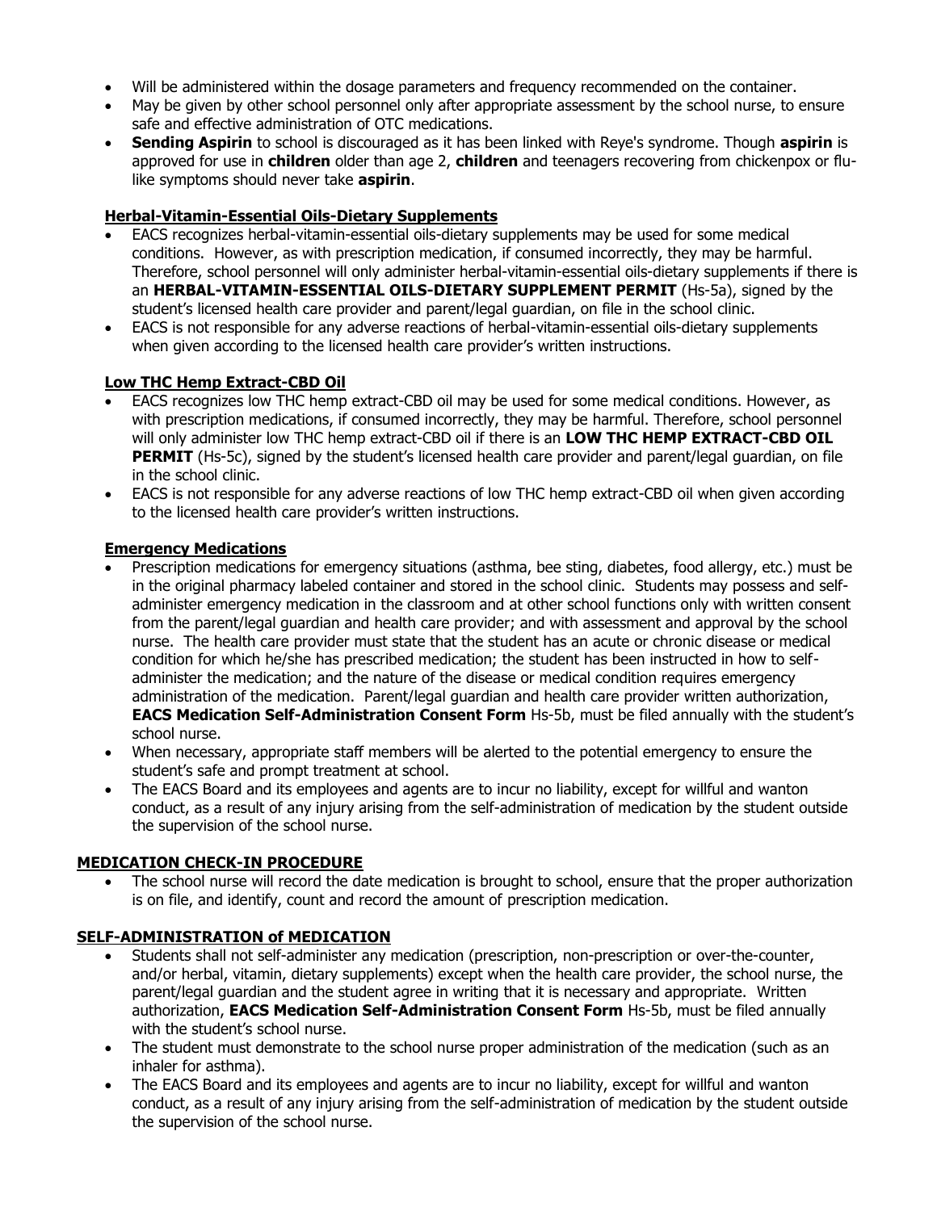- Will be administered within the dosage parameters and frequency recommended on the container.
- May be given by other school personnel only after appropriate assessment by the school nurse, to ensure safe and effective administration of OTC medications.
- **Sending Aspirin** to school is discouraged as it has been linked with Reye's syndrome. Though **aspirin** is approved for use in **children** older than age 2, **children** and teenagers recovering from chickenpox or flu-like symptoms should never take **aspirin**.

### Herbal-Vitamin-Essential Oils-Dietary Supplements

- EACS recognizes herbal-vitamin-essential oils-dietary supplements may be used for some medical conditions. However, as with prescription medication, if consumed incorrectly, they may be harmful. Therefore, school personnel will only administer herbal-vitamin-essential oils-dietary supplements if there is an **HERBAL-VITAMIN-ESSENTIAL OILS-DIETARY SUPPLEMENT PERMIT** (Hs-5a), signed by the student's licensed health care provider and parent/legal guardian, on file in the school clinic.
- EACS is not responsible for any adverse reactions of herbal-vitamin-essential oils-dietary supplements when given according to the licensed health care provider's written instructions.

### Low THC Hemp Extract-CBD Oil

- EACS recognizes low THC hemp extract-CBD oil may be used for some medical conditions. However, as with prescription medications, if consumed incorrectly, they may be harmful. Therefore, school personnel will only administer low THC hemp extract-CBD oil if there is an **LOW THC HEMP EXTRACT-CBD OIL PERMIT** (Hs-5c), signed by the student's licensed health care provider and parent/legal guardian, on file in the school clinic.
- EACS is not responsible for any adverse reactions of low THC hemp extract-CBD oil when given according to the licensed health care provider's written instructions.

### Emergency Medications

- Prescription medications for emergency situations (asthma, bee sting, diabetes, food allergy, etc.) must be in the original pharmacy labeled container and stored in the school clinic. Students may possess and self-administer emergency medication in the classroom and at other school functions only with written consent from the parent/legal guardian and health care provider; and with assessment and approval by the school nurse. The health care provider must state that the student has an acute or chronic disease or medical condition for which he/she has prescribed medication; the student has been instructed in how to self-administer the medication; and the nature of the disease or medical condition requires emergency administration of the medication. Parent/legal guardian and health care provider written authorization, **EACS Medication Self-Administration Consent Form** Hs-5b, must be filed annually with the student's school nurse.
- When necessary, appropriate staff members will be alerted to the potential emergency to ensure the student's safe and prompt treatment at school.
- The EACS Board and its employees and agents are to incur no liability, except for willful and wanton conduct, as a result of any injury arising from the self-administration of medication by the student outside the supervision of the school nurse.

## MEDICATION CHECK-IN PROCEDURE

- The school nurse will record the date medication is brought to school, ensure that the proper authorization is on file, and identify, count and record the amount of prescription medication.

## SELF-ADMINISTRATION of MEDICATION

- Students shall not self-administer any medication (prescription, non-prescription or over-the-counter, and/or herbal, vitamin, dietary supplements) except when the health care provider, the school nurse, the parent/legal guardian and the student agree in writing that it is necessary and appropriate. Written authorization, **EACS Medication Self-Administration Consent Form** Hs-5b, must be filed annually with the student's school nurse.
- The student must demonstrate to the school nurse proper administration of the medication (such as an inhaler for asthma).
- The EACS Board and its employees and agents are to incur no liability, except for willful and wanton conduct, as a result of any injury arising from the self-administration of medication by the student outside the supervision of the school nurse.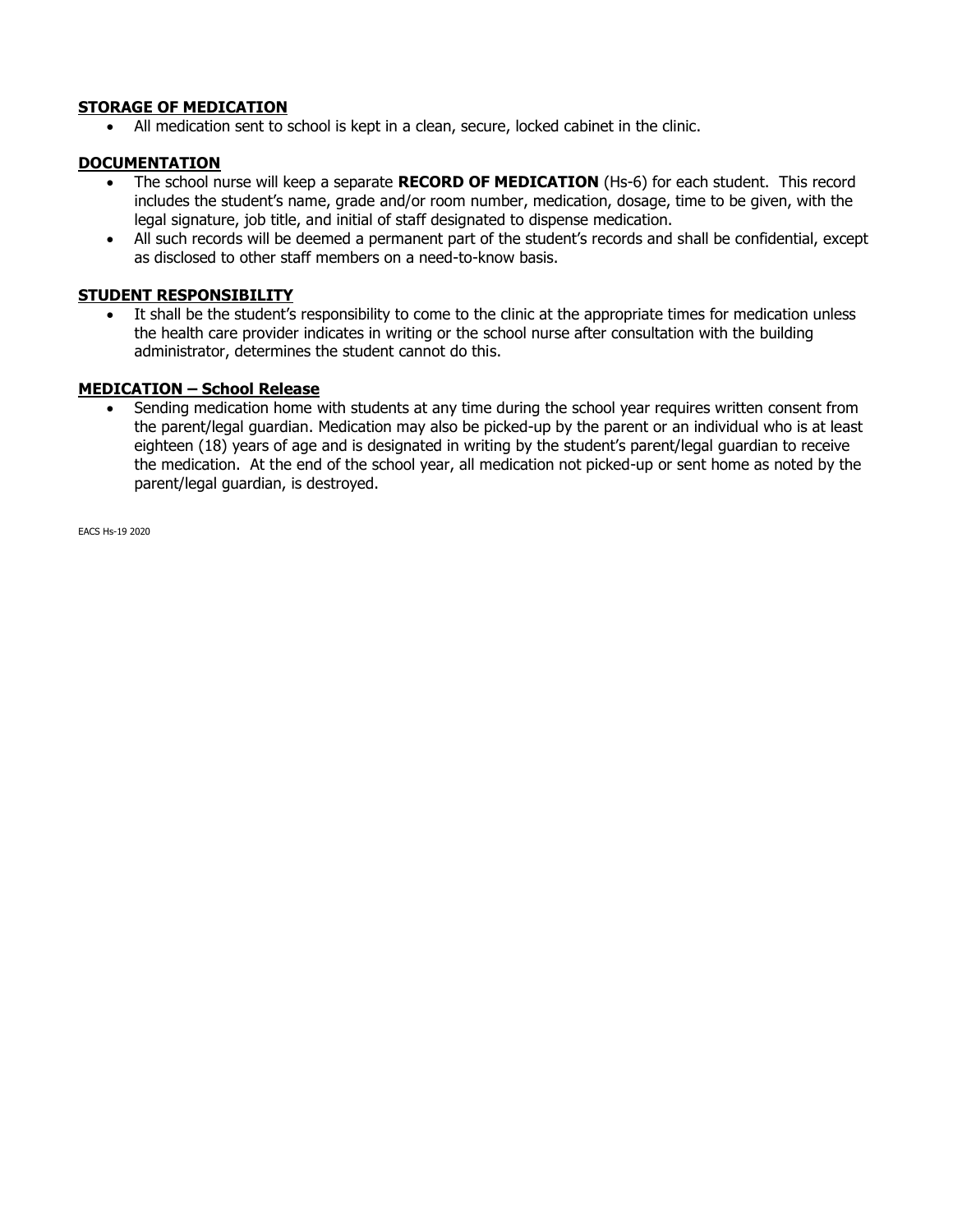**STORAGE OF MEDICATION**

- All medication sent to school is kept in a clean, secure, locked cabinet in the clinic.

**DOCUMENTATION**

- The school nurse will keep a separate **RECORD OF MEDICATION** (Hs-6) for each student. This record includes the student's name, grade and/or room number, medication, dosage, time to be given, with the legal signature, job title, and initial of staff designated to dispense medication.
- All such records will be deemed a permanent part of the student's records and shall be confidential, except as disclosed to other staff members on a need-to-know basis.

**STUDENT RESPONSIBILITY**

- It shall be the student's responsibility to come to the clinic at the appropriate times for medication unless the health care provider indicates in writing or the school nurse after consultation with the building administrator, determines the student cannot do this.

**MEDICATION – School Release**

- Sending medication home with students at any time during the school year requires written consent from the parent/legal guardian. Medication may also be picked-up by the parent or an individual who is at least eighteen (18) years of age and is designated in writing by the student's parent/legal guardian to receive the medication. At the end of the school year, all medication not picked-up or sent home as noted by the parent/legal guardian, is destroyed.

EACS Hs-19 2020